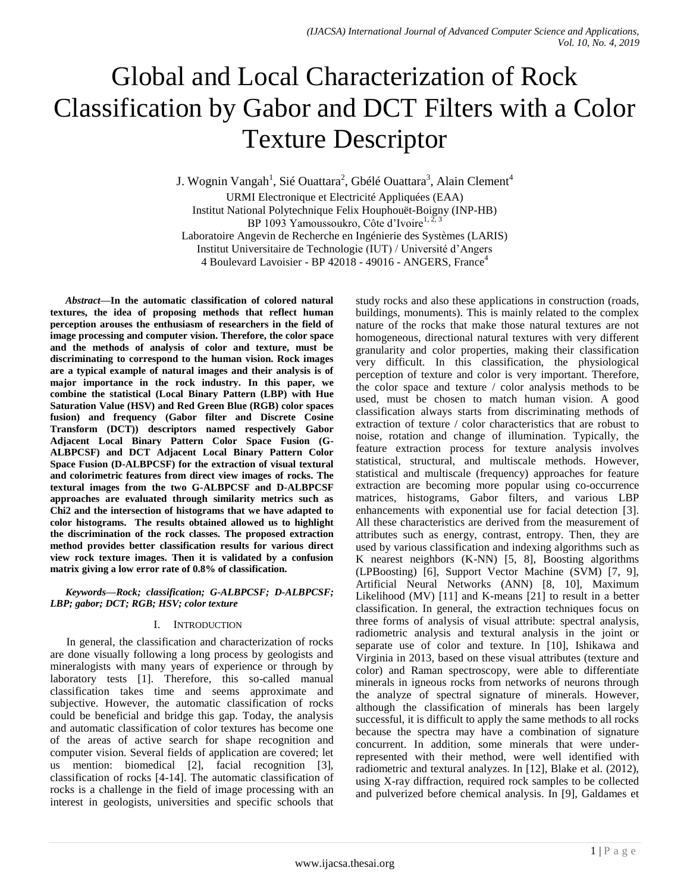# Global and Local Characterization of Rock Classification by Gabor and DCT Filters with a Color Texture Descriptor

J. Wognin Vangah[1], Sié Ouattara[2], Gbélé Ouattara[3], Alain Clement[4]

URMI Electronique et Electricité Appliquées (EAA)
Institut National Polytechnique Felix Houphouët-Boigny (INP-HB)
BP 1093 Yamoussoukro, Côte d'Ivoire[1, 2, 3]
Laboratoire Angevin de Recherche en Ingénierie des Systèmes (LARIS)
Institut Universitaire de Technologie (IUT) / Université d'Angers
4 Boulevard Lavoisier - BP 42018 - 49016 - ANGERS, France[4]

***Abstract*—In the automatic classification of colored natural textures, the idea of proposing methods that reflect human perception arouses the enthusiasm of researchers in the field of image processing and computer vision. Therefore, the color space and the methods of analysis of color and texture, must be discriminating to correspond to the human vision. Rock images are a typical example of natural images and their analysis is of major importance in the rock industry. In this paper, we combine the statistical (Local Binary Pattern (LBP) with Hue Saturation Value (HSV) and Red Green Blue (RGB) color spaces fusion) and frequency (Gabor filter and Discrete Cosine Transform (DCT)) descriptors named respectively Gabor Adjacent Local Binary Pattern Color Space Fusion (G-ALBPCSF) and DCT Adjacent Local Binary Pattern Color Space Fusion (D-ALBPCSF) for the extraction of visual textural and colorimetric features from direct view images of rocks. The textural images from the two G-ALBPCSF and D-ALBPCSF approaches are evaluated through similarity metrics such as Chi2 and the intersection of histograms that we have adapted to color histograms. The results obtained allowed us to highlight the discrimination of the rock classes. The proposed extraction method provides better classification results for various direct view rock texture images. Then it is validated by a confusion matrix giving a low error rate of 0.8% of classification.**

***Keywords*—Rock; classification; G-ALBPCSF; D-ALBPCSF; LBP; gabor; DCT; RGB; HSV; color texture**

## I. Introduction

In general, the classification and characterization of rocks are done visually following a long process by geologists and mineralogists with many years of experience or through by laboratory tests [1]. Therefore, this so-called manual classification takes time and seems approximate and subjective. However, the automatic classification of rocks could be beneficial and bridge this gap. Today, the analysis and automatic classification of color textures has become one of the areas of active search for shape recognition and computer vision. Several fields of application are covered; let us mention: biomedical [2], facial recognition [3], classification of rocks [4-14]. The automatic classification of rocks is a challenge in the field of image processing with an interest in geologists, universities and specific schools that study rocks and also these applications in construction (roads, buildings, monuments). This is mainly related to the complex nature of the rocks that make those natural textures are not homogeneous, directional natural textures with very different granularity and color properties, making their classification very difficult. In this classification, the physiological perception of texture and color is very important. Therefore, the color space and texture / color analysis methods to be used, must be chosen to match human vision. A good classification always starts from discriminating methods of extraction of texture / color characteristics that are robust to noise, rotation and change of illumination. Typically, the feature extraction process for texture analysis involves statistical, structural, and multiscale methods. However, statistical and multiscale (frequency) approaches for feature extraction are becoming more popular using co-occurrence matrices, histograms, Gabor filters, and various LBP enhancements with exponential use for facial detection [3]. All these characteristics are derived from the measurement of attributes such as energy, contrast, entropy. Then, they are used by various classification and indexing algorithms such as K nearest neighbors (K-NN) [5, 8], Boosting algorithms (LPBoosting) [6], Support Vector Machine (SVM) [7, 9], Artificial Neural Networks (ANN) [8, 10], Maximum Likelihood (MV) [11] and K-means [21] to result in a better classification. In general, the extraction techniques focus on three forms of analysis of visual attribute: spectral analysis, radiometric analysis and textural analysis in the joint or separate use of color and texture. In [10], Ishikawa and Virginia in 2013, based on these visual attributes (texture and color) and Raman spectroscopy, were able to differentiate minerals in igneous rocks from networks of neurons through the analyze of spectral signature of minerals. However, although the classification of minerals has been largely successful, it is difficult to apply the same methods to all rocks because the spectra may have a combination of signature concurrent. In addition, some minerals that were under-represented with their method, were well identified with radiometric and textural analyzes. In [12], Blake et al. (2012), using X-ray diffraction, required rock samples to be collected and pulverized before chemical analysis. In [9], Galdames et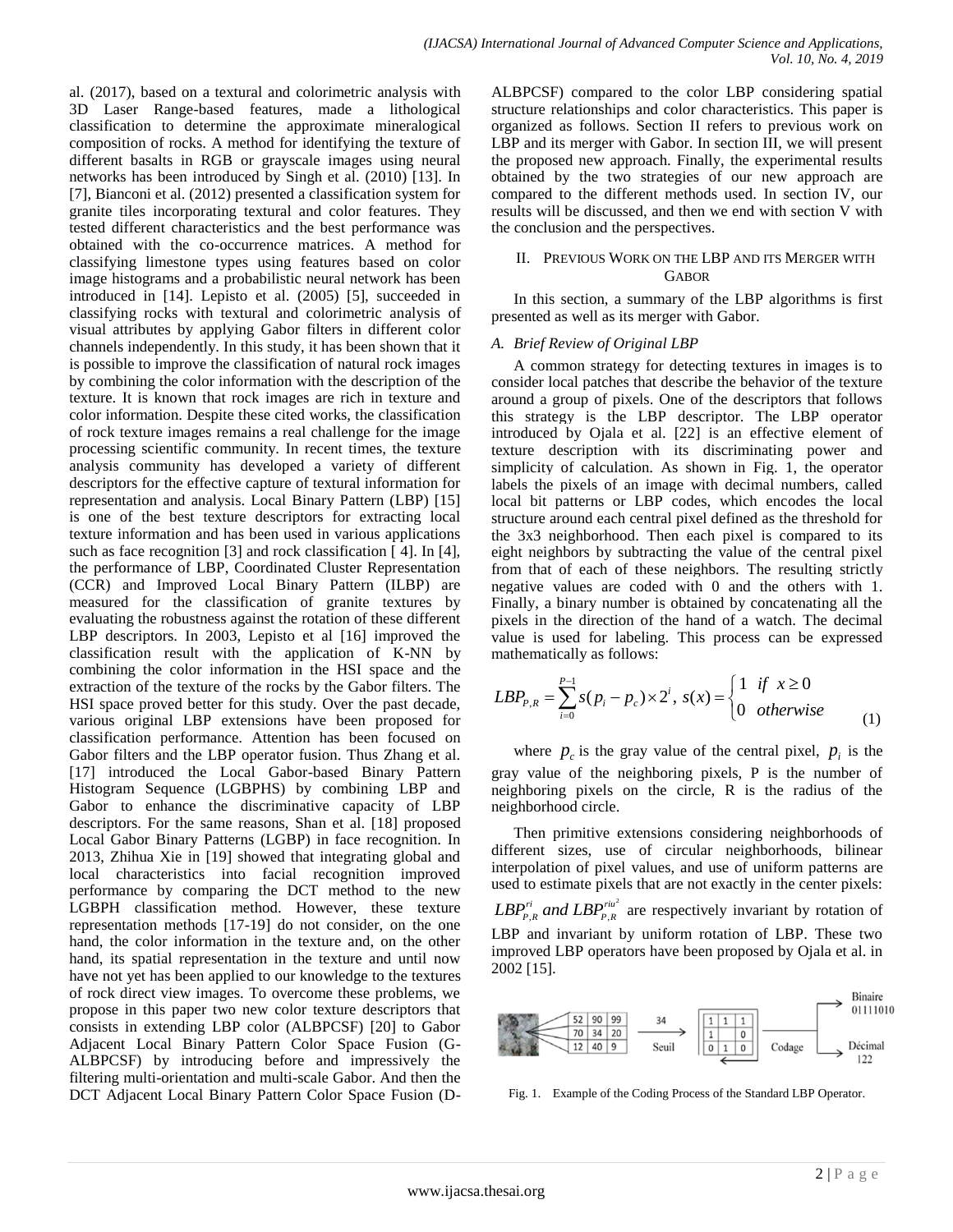al. (2017), based on a textural and colorimetric analysis with 3D Laser Range-based features, made a lithological classification to determine the approximate mineralogical composition of rocks. A method for identifying the texture of different basalts in RGB or grayscale images using neural networks has been introduced by Singh et al. (2010) [13]. In [7], Bianconi et al. (2012) presented a classification system for granite tiles incorporating textural and color features. They tested different characteristics and the best performance was obtained with the co-occurrence matrices. A method for classifying limestone types using features based on color image histograms and a probabilistic neural network has been introduced in [14]. Lepisto et al. (2005) [5], succeeded in classifying rocks with textural and colorimetric analysis of visual attributes by applying Gabor filters in different color channels independently. In this study, it has been shown that it is possible to improve the classification of natural rock images by combining the color information with the description of the texture. It is known that rock images are rich in texture and color information. Despite these cited works, the classification of rock texture images remains a real challenge for the image processing scientific community. In recent times, the texture analysis community has developed a variety of different descriptors for the effective capture of textural information for representation and analysis. Local Binary Pattern (LBP) [15] is one of the best texture descriptors for extracting local texture information and has been used in various applications such as face recognition [3] and rock classification [ 4]. In [4], the performance of LBP, Coordinated Cluster Representation (CCR) and Improved Local Binary Pattern (ILBP) are measured for the classification of granite textures by evaluating the robustness against the rotation of these different LBP descriptors. In 2003, Lepisto et al [16] improved the classification result with the application of K-NN by combining the color information in the HSI space and the extraction of the texture of the rocks by the Gabor filters. The HSI space proved better for this study. Over the past decade, various original LBP extensions have been proposed for classification performance. Attention has been focused on Gabor filters and the LBP operator fusion. Thus Zhang et al. [17] introduced the Local Gabor-based Binary Pattern Histogram Sequence (LGBPHS) by combining LBP and Gabor to enhance the discriminative capacity of LBP descriptors. For the same reasons, Shan et al. [18] proposed Local Gabor Binary Patterns (LGBP) in face recognition. In 2013, Zhihua Xie in [19] showed that integrating global and local characteristics into facial recognition improved performance by comparing the DCT method to the new LGBPH classification method. However, these texture representation methods [17-19] do not consider, on the one hand, the color information in the texture and, on the other hand, its spatial representation in the texture and until now have not yet has been applied to our knowledge to the textures of rock direct view images. To overcome these problems, we propose in this paper two new color texture descriptors that consists in extending LBP color (ALBPCSF) [20] to Gabor Adjacent Local Binary Pattern Color Space Fusion (G-ALBPCSF) by introducing before and impressively the filtering multi-orientation and multi-scale Gabor. And then the DCT Adjacent Local Binary Pattern Color Space Fusion (D-ALBPCSF) compared to the color LBP considering spatial structure relationships and color characteristics. This paper is organized as follows. Section II refers to previous work on LBP and its merger with Gabor. In section III, we will present the proposed new approach. Finally, the experimental results obtained by the two strategies of our new approach are compared to the different methods used. In section IV, our results will be discussed, and then we end with section V with the conclusion and the perspectives.

## II. Previous Work on the LBP and its Merger with Gabor

In this section, a summary of the LBP algorithms is first presented as well as its merger with Gabor.

### A. Brief Review of Original LBP

A common strategy for detecting textures in images is to consider local patches that describe the behavior of the texture around a group of pixels. One of the descriptors that follows this strategy is the LBP descriptor. The LBP operator introduced by Ojala et al. [22] is an effective element of texture description with its discriminating power and simplicity of calculation. As shown in Fig. 1, the operator labels the pixels of an image with decimal numbers, called local bit patterns or LBP codes, which encodes the local structure around each central pixel defined as the threshold for the 3x3 neighborhood. Then each pixel is compared to its eight neighbors by subtracting the value of the central pixel from that of each of these neighbors. The resulting strictly negative values are coded with 0 and the others with 1. Finally, a binary number is obtained by concatenating all the pixels in the direction of the hand of a watch. The decimal value is used for labeling. This process can be expressed mathematically as follows:

$$LBP_{P,R} = \sum_{i=0}^{P-1} s(p_i - p_c) \times 2^i,\ s(x) = \begin{cases} 1 & if\ \ x \geq 0 \\ 0 & otherwise \end{cases} \quad (1)$$

where $p_c$ is the gray value of the central pixel, $p_i$ is the gray value of the neighboring pixels, P is the number of neighboring pixels on the circle, R is the radius of the neighborhood circle.

Then primitive extensions considering neighborhoods of different sizes, use of circular neighborhoods, bilinear interpolation of pixel values, and use of uniform patterns are used to estimate pixels that are not exactly in the center pixels: $LBP_{P,R}^{ri}$ *and* $LBP_{P,R}^{riu^2}$ are respectively invariant by rotation of LBP and invariant by uniform rotation of LBP. These two improved LBP operators have been proposed by Ojala et al. in 2002 [15].

| 52 | 90 | 99 |
|---|---|---|
| 70 | 34 | 20 |
| 12 | 40 | 9 |

34 → Seuil

| 1 | 1 | 1 |
|---|---|---|
| 1 |  | 0 |
| 0 | 1 | 0 |

Codage → Binaire 01111010 → Décimal 122

Fig. 1. Example of the Coding Process of the Standard LBP Operator.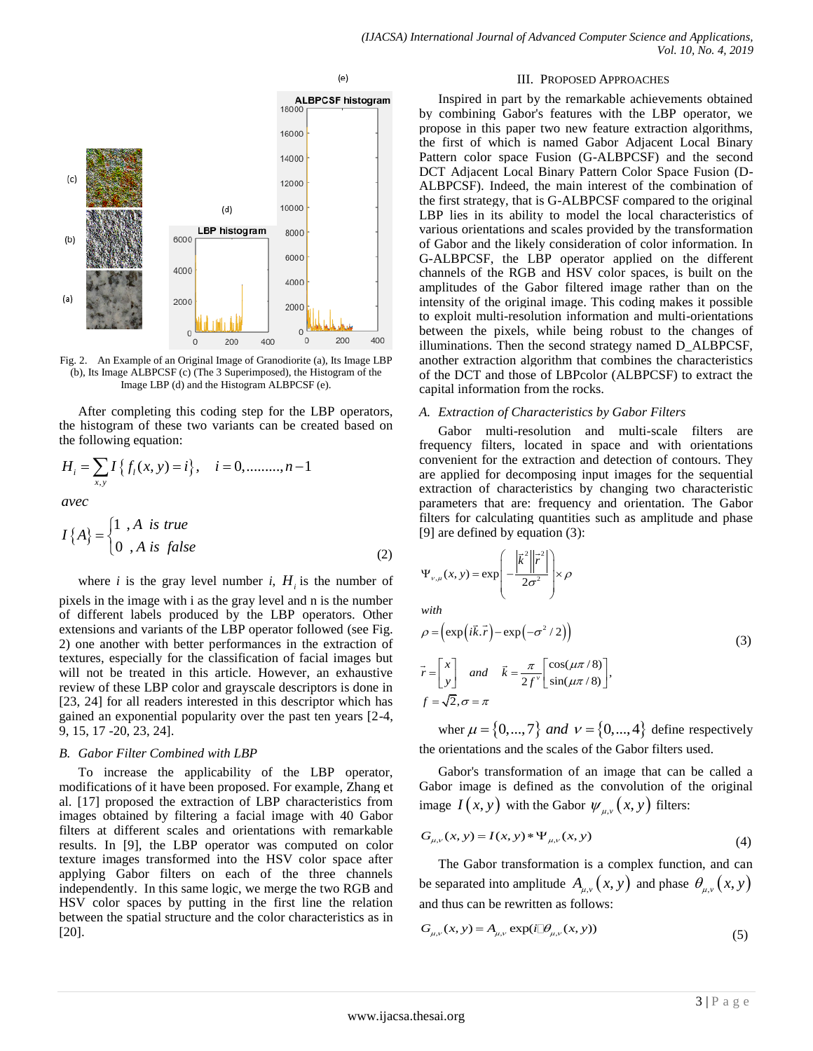Fig. 2. An Example of an Original Image of Granodiorite (a), Its Image LBP (b), Its Image ALBPCSF (c) (The 3 Superimposed), the Histogram of the Image LBP (d) and the Histogram ALBPCSF (e).

After completing this coding step for the LBP operators, the histogram of these two variants can be created based on the following equation:

$$H_i = \sum_{x,y} I\{f_l(x,y) = i\}, \quad i = 0,........,n-1$$

*avec*

$$I\{A\} = \begin{cases} 1 \ , A \ \ is \ true \\ 0 \ \ , A \ is \ \ false \end{cases} \tag{2}$$

where *i* is the gray level number *i*, $H_i$ is the number of pixels in the image with i as the gray level and n is the number of different labels produced by the LBP operators. Other extensions and variants of the LBP operator followed (see Fig. 2) one another with better performances in the extraction of textures, especially for the classification of facial images but will not be treated in this article. However, an exhaustive review of these LBP color and grayscale descriptors is done in [23, 24] for all readers interested in this descriptor which has gained an exponential popularity over the past ten years [2-4, 9, 15, 17 -20, 23, 24].

### B. Gabor Filter Combined with LBP

To increase the applicability of the LBP operator, modifications of it have been proposed. For example, Zhang et al. [17] proposed the extraction of LBP characteristics from images obtained by filtering a facial image with 40 Gabor filters at different scales and orientations with remarkable results. In [9], the LBP operator was computed on color texture images transformed into the HSV color space after applying Gabor filters on each of the three channels independently. In this same logic, we merge the two RGB and HSV color spaces by putting in the first line the relation between the spatial structure and the color characteristics as in [20].

## III. Proposed Approaches

Inspired in part by the remarkable achievements obtained by combining Gabor's features with the LBP operator, we propose in this paper two new feature extraction algorithms, the first of which is named Gabor Adjacent Local Binary Pattern color space Fusion (G-ALBPCSF) and the second DCT Adjacent Local Binary Pattern Color Space Fusion (D-ALBPCSF). Indeed, the main interest of the combination of the first strategy, that is G-ALBPCSF compared to the original LBP lies in its ability to model the local characteristics of various orientations and scales provided by the transformation of Gabor and the likely consideration of color information. In G-ALBPCSF, the LBP operator applied on the different channels of the RGB and HSV color spaces, is built on the amplitudes of the Gabor filtered image rather than on the intensity of the original image. This coding makes it possible to exploit multi-resolution information and multi-orientations between the pixels, while being robust to the changes of illuminations. Then the second strategy named D_ALBPCSF, another extraction algorithm that combines the characteristics of the DCT and those of LBPcolor (ALBPCSF) to extract the capital information from the rocks.

### A. Extraction of Characteristics by Gabor Filters

Gabor multi-resolution and multi-scale filters are frequency filters, located in space and with orientations convenient for the extraction and detection of contours. They are applied for decomposing input images for the sequential extraction of characteristics by changing two characteristic parameters that are: frequency and orientation. The Gabor filters for calculating quantities such as amplitude and phase [9] are defined by equation (3):

$$\Psi_{\nu,\mu}(x,y) = \exp\left(-\frac{\left|\vec{k}^2\right|\left|\vec{r}^2\right|}{2\sigma^2}\right) \times \rho$$

*with*

$$\rho = \left(\exp\left(i\vec{k}.\vec{r}\right) - \exp\left(-\sigma^2/2\right)\right) \tag{3}$$

$$\vec{r} = \begin{bmatrix} x \\ y \end{bmatrix} \quad and \quad \vec{k} = \frac{\pi}{2f^{\nu}}\begin{bmatrix} \cos(\mu\pi/8) \\ \sin(\mu\pi/8) \end{bmatrix},$$

$$f = \sqrt{2}, \sigma = \pi$$

wher $\mu = \{0,...,7\}$ *and* $\nu = \{0,...,4\}$ define respectively the orientations and the scales of the Gabor filters used.

Gabor's transformation of an image that can be called a Gabor image is defined as the convolution of the original image $I(x,y)$ with the Gabor $\psi_{\mu,\nu}(x,y)$ filters:

$$G_{\mu,\nu}(x,y) = I(x,y) * \Psi_{\mu,\nu}(x,y) \tag{4}$$

The Gabor transformation is a complex function, and can be separated into amplitude $A_{\mu,\nu}(x,y)$ and phase $\theta_{\mu,\nu}(x,y)$ and thus can be rewritten as follows:

$$G_{\mu,\nu}(x,y) = A_{\mu,\nu} \exp(i\theta_{\mu,\nu}(x,y)) \tag{5}$$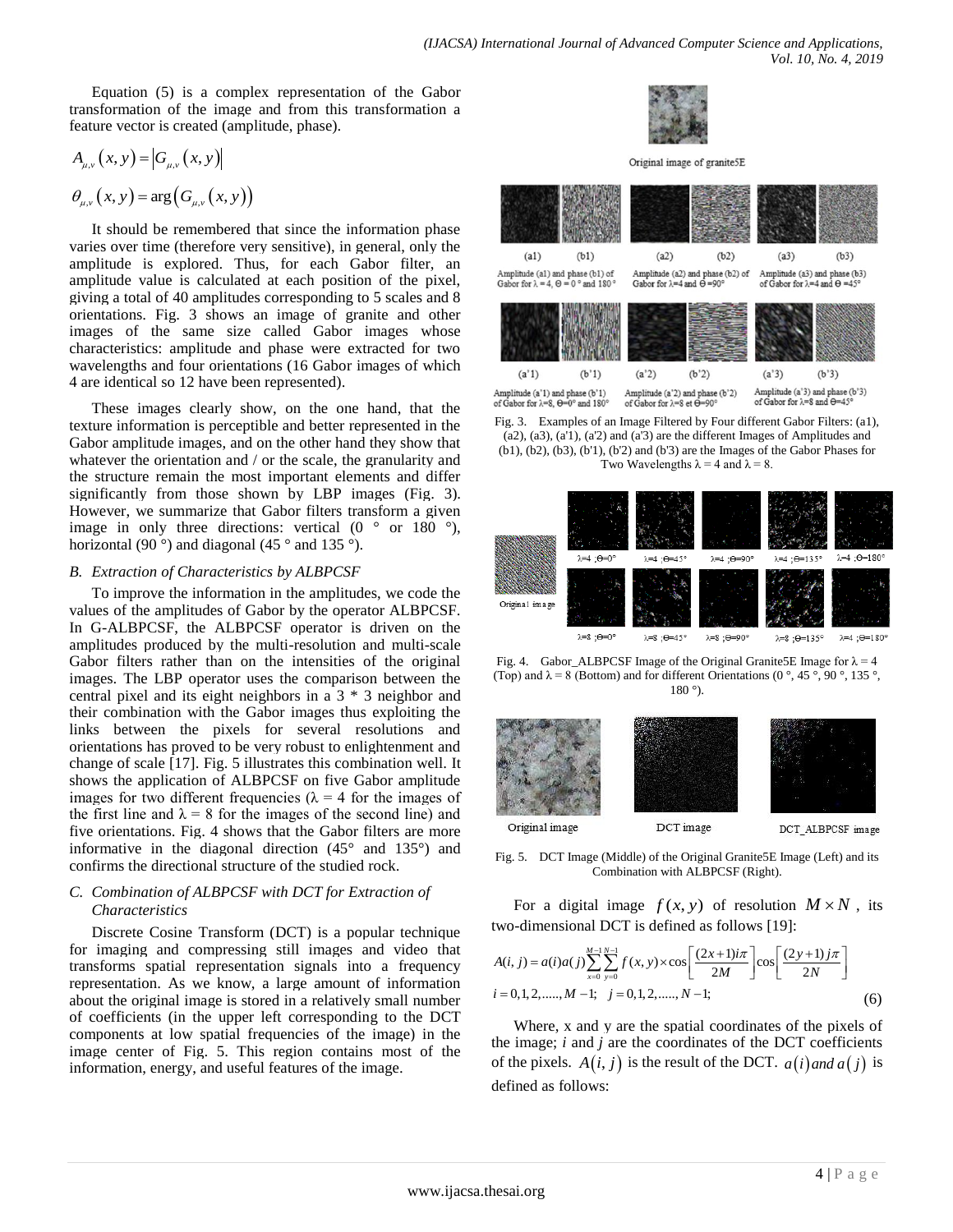Equation (5) is a complex representation of the Gabor transformation of the image and from this transformation a feature vector is created (amplitude, phase).

$$A_{\mu,\nu}(x,y) = |G_{\mu,\nu}(x,y)|$$

$$\theta_{\mu,\nu}(x,y) = \arg(G_{\mu,\nu}(x,y))$$

It should be remembered that since the information phase varies over time (therefore very sensitive), in general, only the amplitude is explored. Thus, for each Gabor filter, an amplitude value is calculated at each position of the pixel, giving a total of 40 amplitudes corresponding to 5 scales and 8 orientations. Fig. 3 shows an image of granite and other images of the same size called Gabor images whose characteristics: amplitude and phase were extracted for two wavelengths and four orientations (16 Gabor images of which 4 are identical so 12 have been represented).

These images clearly show, on the one hand, that the texture information is perceptible and better represented in the Gabor amplitude images, and on the other hand they show that whatever the orientation and / or the scale, the granularity and the structure remain the most important elements and differ significantly from those shown by LBP images (Fig. 3). However, we summarize that Gabor filters transform a given image in only three directions: vertical (0 ° or 180 °), horizontal (90 °) and diagonal (45 ° and 135 °).

### *B. Extraction of Characteristics by ALBPCSF*

To improve the information in the amplitudes, we code the values of the amplitudes of Gabor by the operator ALBPCSF. In G-ALBPCSF, the ALBPCSF operator is driven on the amplitudes produced by the multi-resolution and multi-scale Gabor filters rather than on the intensities of the original images. The LBP operator uses the comparison between the central pixel and its eight neighbors in a 3 * 3 neighbor and their combination with the Gabor images thus exploiting the links between the pixels for several resolutions and orientations has proved to be very robust to enlightenment and change of scale [17]. Fig. 5 illustrates this combination well. It shows the application of ALBPCSF on five Gabor amplitude images for two different frequencies ($\lambda = 4$ for the images of the first line and $\lambda = 8$ for the images of the second line) and five orientations. Fig. 4 shows that the Gabor filters are more informative in the diagonal direction (45° and 135°) and confirms the directional structure of the studied rock.

### *C. Combination of ALBPCSF with DCT for Extraction of Characteristics*

Discrete Cosine Transform (DCT) is a popular technique for imaging and compressing still images and video that transforms spatial representation signals into a frequency representation. As we know, a large amount of information about the original image is stored in a relatively small number of coefficients (in the upper left corresponding to the DCT components at low spatial frequencies of the image) in the image center of Fig. 5. This region contains most of the information, energy, and useful features of the image.

Original image of granite5E

Amplitude (a1) and phase (b1) of Gabor for λ = 4, Θ = 0 ° and 180 °; Amplitude (a2) and phase (b2) of Gabor for λ=4 and Θ =90°; Amplitude (a3) and phase (b3) of Gabor for λ=4 and Θ =45°

Amplitude (a'1) and phase (b'1) of Gabor for λ=8, Θ=0° and 180°; Amplitude (a'2) and phase (b'2) of Gabor for λ=8 et Θ=90°; Amplitude (a'3) and phase (b'3) of Gabor for λ=8 and Θ=45°

Fig. 3. Examples of an Image Filtered by Four different Gabor Filters: (a1), (a2), (a3), (a'1), (a'2) and (a'3) are the different Images of Amplitudes and (b1), (b2), (b3), (b'1), (b'2) and (b'3) are the Images of the Gabor Phases for Two Wavelengths $\lambda = 4$ and $\lambda = 8$.

Fig. 4. Gabor_ALBPCSF Image of the Original Granite5E Image for $\lambda = 4$ (Top) and $\lambda = 8$ (Bottom) and for different Orientations (0 °, 45 °, 90 °, 135 °, 180 °).

Fig. 5. DCT Image (Middle) of the Original Granite5E Image (Left) and its Combination with ALBPCSF (Right).

For a digital image $f(x,y)$ of resolution $M \times N$, its two-dimensional DCT is defined as follows [19]:

$$A(i,j) = a(i)a(j)\sum_{x=0}^{M-1}\sum_{y=0}^{N-1} f(x,y) \times \cos\left[\frac{(2x+1)i\pi}{2M}\right]\cos\left[\frac{(2y+1)j\pi}{2N}\right]$$
$$i = 0,1,2,.....,M-1; \quad j = 0,1,2,.....,N-1; \tag{6}$$

Where, x and y are the spatial coordinates of the pixels of the image; *i* and *j* are the coordinates of the DCT coefficients of the pixels. $A(i,j)$ is the result of the DCT. $a(i)$ *and* $a(j)$ is defined as follows: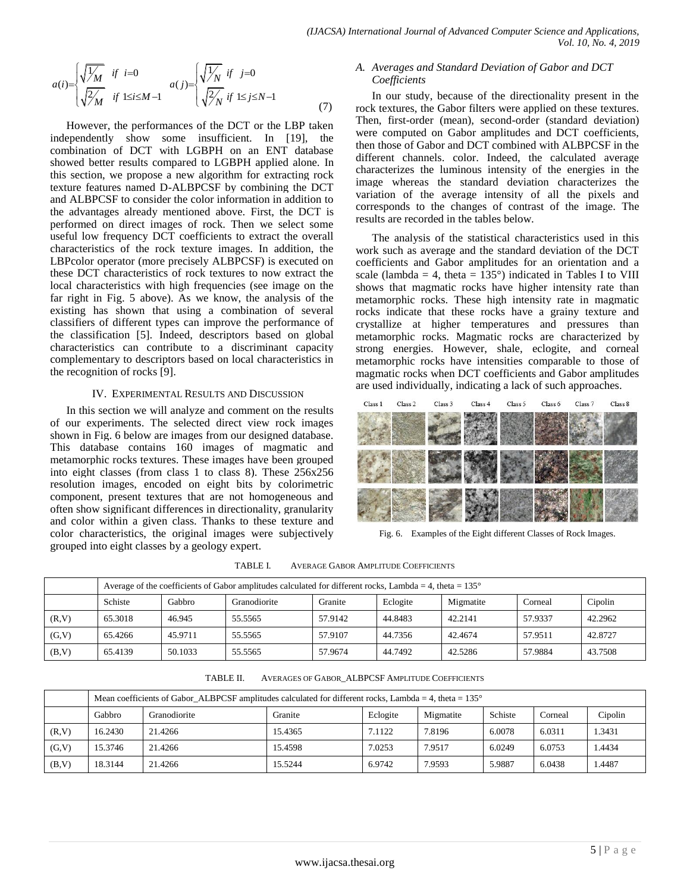$$a(i) = \begin{cases} \sqrt{1/M} & if \ \ i=0 \\ \sqrt{2/M} & if \ 1 \le i \le M-1 \end{cases} \quad a(j) = \begin{cases} \sqrt{1/N} & if \ \ j=0 \\ \sqrt{2/N} & if \ 1 \le j \le N-1 \end{cases} \tag{7}$$

However, the performances of the DCT or the LBP taken independently show some insufficient. In [19], the combination of DCT with LGBPH on an ENT database showed better results compared to LGBPH applied alone. In this section, we propose a new algorithm for extracting rock texture features named D-ALBPCSF by combining the DCT and ALBPCSF to consider the color information in addition to the advantages already mentioned above. First, the DCT is performed on direct images of rock. Then we select some useful low frequency DCT coefficients to extract the overall characteristics of the rock texture images. In addition, the LBPcolor operator (more precisely ALBPCSF) is executed on these DCT characteristics of rock textures to now extract the local characteristics with high frequencies (see image on the far right in Fig. 5 above). As we know, the analysis of the existing has shown that using a combination of several classifiers of different types can improve the performance of the classification [5]. Indeed, descriptors based on global characteristics can contribute to a discriminant capacity complementary to descriptors based on local characteristics in the recognition of rocks [9].

## IV. Experimental Results and Discussion

In this section we will analyze and comment on the results of our experiments. The selected direct view rock images shown in Fig. 6 below are images from our designed database. This database contains 160 images of magmatic and metamorphic rocks textures. These images have been grouped into eight classes (from class 1 to class 8). These 256x256 resolution images, encoded on eight bits by colorimetric component, present textures that are not homogeneous and often show significant differences in directionality, granularity and color within a given class. Thanks to these texture and color characteristics, the original images were subjectively grouped into eight classes by a geology expert.

### A. Averages and Standard Deviation of Gabor and DCT Coefficients

In our study, because of the directionality present in the rock textures, the Gabor filters were applied on these textures. Then, first-order (mean), second-order (standard deviation) were computed on Gabor amplitudes and DCT coefficients, then those of Gabor and DCT combined with ALBPCSF in the different channels. color. Indeed, the calculated average characterizes the luminous intensity of the energies in the image whereas the standard deviation characterizes the variation of the average intensity of all the pixels and corresponds to the changes of contrast of the image. The results are recorded in the tables below.

The analysis of the statistical characteristics used in this work such as average and the standard deviation of the DCT coefficients and Gabor amplitudes for an orientation and a scale (lambda = 4, theta = 135°) indicated in Tables I to VIII shows that magmatic rocks have higher intensity rate than metamorphic rocks. These high intensity rate in magmatic rocks indicate that these rocks have a grainy texture and crystallize at higher temperatures and pressures than metamorphic rocks. Magmatic rocks are characterized by strong energies. However, shale, eclogite, and corneal metamorphic rocks have intensities comparable to those of magmatic rocks when DCT coefficients and Gabor amplitudes are used individually, indicating a lack of such approaches.

Fig. 6. Examples of the Eight different Classes of Rock Images.

TABLE I. Average Gabor Amplitude Coefficients

| | Average of the coefficients of Gabor amplitudes calculated for different rocks, Lambda = 4, theta = 135° | | | | | | | |
|---|---|---|---|---|---|---|---|---|
| | Schiste | Gabbro | Granodiorite | Granite | Eclogite | Migmatite | Corneal | Cipolin |
| (R,V) | 65.3018 | 46.945 | 55.5565 | 57.9142 | 44.8483 | 42.2141 | 57.9337 | 42.2962 |
| (G,V) | 65.4266 | 45.9711 | 55.5565 | 57.9107 | 44.7356 | 42.4674 | 57.9511 | 42.8727 |
| (B,V) | 65.4139 | 50.1033 | 55.5565 | 57.9674 | 44.7492 | 42.5286 | 57.9884 | 43.7508 |

TABLE II. Averages of Gabor_ALBPCSF Amplitude Coefficients

| | Mean coefficients of Gabor_ALBPCSF amplitudes calculated for different rocks, Lambda = 4, theta = 135° | | | | | | | |
|---|---|---|---|---|---|---|---|---|
| | Gabbro | Granodiorite | Granite | Eclogite | Migmatite | Schiste | Corneal | Cipolin |
| (R,V) | 16.2430 | 21.4266 | 15.4365 | 7.1122 | 7.8196 | 6.0078 | 6.0311 | 1.3431 |
| (G,V) | 15.3746 | 21.4266 | 15.4598 | 7.0253 | 7.9517 | 6.0249 | 6.0753 | 1.4434 |
| (B,V) | 18.3144 | 21.4266 | 15.5244 | 6.9742 | 7.9593 | 5.9887 | 6.0438 | 1.4487 |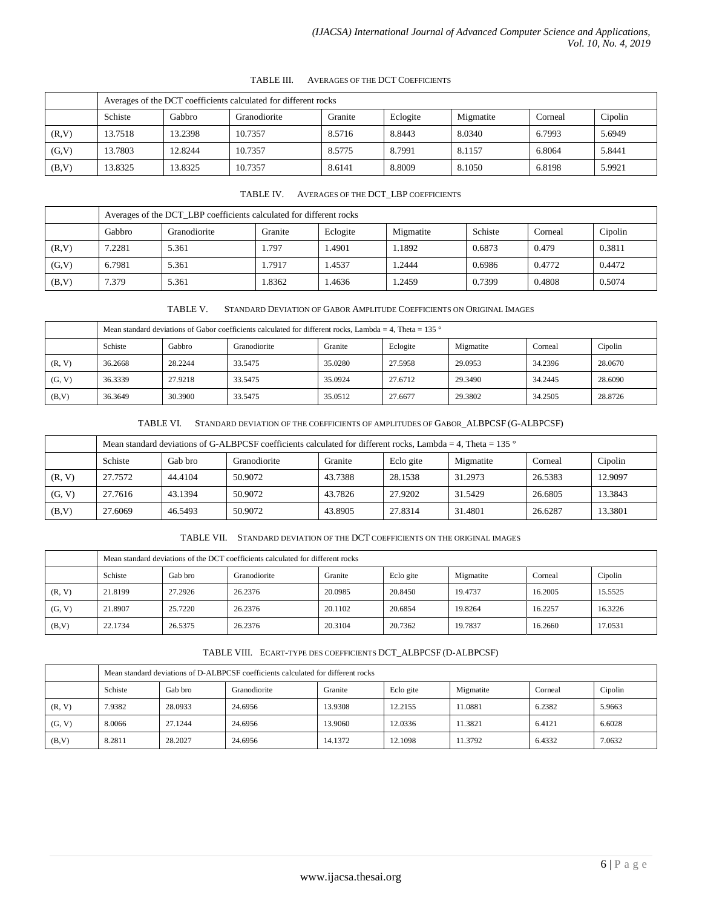TABLE III. AVERAGES OF THE DCT COEFFICIENTS

| | Averages of the DCT coefficients calculated for different rocks | | | | | | | |
|---|---|---|---|---|---|---|---|---|
| | Schiste | Gabbro | Granodiorite | Granite | Eclogite | Migmatite | Corneal | Cipolin |
| (R,V) | 13.7518 | 13.2398 | 10.7357 | 8.5716 | 8.8443 | 8.0340 | 6.7993 | 5.6949 |
| (G,V) | 13.7803 | 12.8244 | 10.7357 | 8.5775 | 8.7991 | 8.1157 | 6.8064 | 5.8441 |
| (B,V) | 13.8325 | 13.8325 | 10.7357 | 8.6141 | 8.8009 | 8.1050 | 6.8198 | 5.9921 |

TABLE IV. AVERAGES OF THE DCT_LBP COEFFICIENTS

| | Averages of the DCT_LBP coefficients calculated for different rocks | | | | | | | |
|---|---|---|---|---|---|---|---|---|
| | Gabbro | Granodiorite | Granite | Eclogite | Migmatite | Schiste | Corneal | Cipolin |
| (R,V) | 7.2281 | 5.361 | 1.797 | 1.4901 | 1.1892 | 0.6873 | 0.479 | 0.3811 |
| (G,V) | 6.7981 | 5.361 | 1.7917 | 1.4537 | 1.2444 | 0.6986 | 0.4772 | 0.4472 |
| (B,V) | 7.379 | 5.361 | 1.8362 | 1.4636 | 1.2459 | 0.7399 | 0.4808 | 0.5074 |

TABLE V. STANDARD DEVIATION OF GABOR AMPLITUDE COEFFICIENTS ON ORIGINAL IMAGES

| | Mean standard deviations of Gabor coefficients calculated for different rocks, Lambda = 4, Theta = 135 ° | | | | | | | |
|---|---|---|---|---|---|---|---|---|
| | Schiste | Gabbro | Granodiorite | Granite | Eclogite | Migmatite | Corneal | Cipolin |
| (R, V) | 36.2668 | 28.2244 | 33.5475 | 35.0280 | 27.5958 | 29.0953 | 34.2396 | 28.0670 |
| (G, V) | 36.3339 | 27.9218 | 33.5475 | 35.0924 | 27.6712 | 29.3490 | 34.2445 | 28.6090 |
| (B,V) | 36.3649 | 30.3900 | 33.5475 | 35.0512 | 27.6677 | 29.3802 | 34.2505 | 28.8726 |

TABLE VI. STANDARD DEVIATION OF THE COEFFICIENTS OF AMPLITUDES OF GABOR_ALBPCSF (G-ALBPCSF)

| | Mean standard deviations of G-ALBPCSF coefficients calculated for different rocks, Lambda = 4, Theta = 135 ° | | | | | | | |
|---|---|---|---|---|---|---|---|---|
| | Schiste | Gab bro | Granodiorite | Granite | Eclo gite | Migmatite | Corneal | Cipolin |
| (R, V) | 27.7572 | 44.4104 | 50.9072 | 43.7388 | 28.1538 | 31.2973 | 26.5383 | 12.9097 |
| (G, V) | 27.7616 | 43.1394 | 50.9072 | 43.7826 | 27.9202 | 31.5429 | 26.6805 | 13.3843 |
| (B,V) | 27.6069 | 46.5493 | 50.9072 | 43.8905 | 27.8314 | 31.4801 | 26.6287 | 13.3801 |

TABLE VII. STANDARD DEVIATION OF THE DCT COEFFICIENTS ON THE ORIGINAL IMAGES

| | Mean standard deviations of the DCT coefficients calculated for different rocks | | | | | | | |
|---|---|---|---|---|---|---|---|---|
| | Schiste | Gab bro | Granodiorite | Granite | Eclo gite | Migmatite | Corneal | Cipolin |
| (R, V) | 21.8199 | 27.2926 | 26.2376 | 20.0985 | 20.8450 | 19.4737 | 16.2005 | 15.5525 |
| (G, V) | 21.8907 | 25.7220 | 26.2376 | 20.1102 | 20.6854 | 19.8264 | 16.2257 | 16.3226 |
| (B,V) | 22.1734 | 26.5375 | 26.2376 | 20.3104 | 20.7362 | 19.7837 | 16.2660 | 17.0531 |

TABLE VIII. ECART-TYPE DES COEFFICIENTS DCT_ALBPCSF (D-ALBPCSF)

| | Mean standard deviations of D-ALBPCSF coefficients calculated for different rocks | | | | | | | |
|---|---|---|---|---|---|---|---|---|
| | Schiste | Gab bro | Granodiorite | Granite | Eclo gite | Migmatite | Corneal | Cipolin |
| (R, V) | 7.9382 | 28.0933 | 24.6956 | 13.9308 | 12.2155 | 11.0881 | 6.2382 | 5.9663 |
| (G, V) | 8.0066 | 27.1244 | 24.6956 | 13.9060 | 12.0336 | 11.3821 | 6.4121 | 6.6028 |
| (B,V) | 8.2811 | 28.2027 | 24.6956 | 14.1372 | 12.1098 | 11.3792 | 6.4332 | 7.0632 |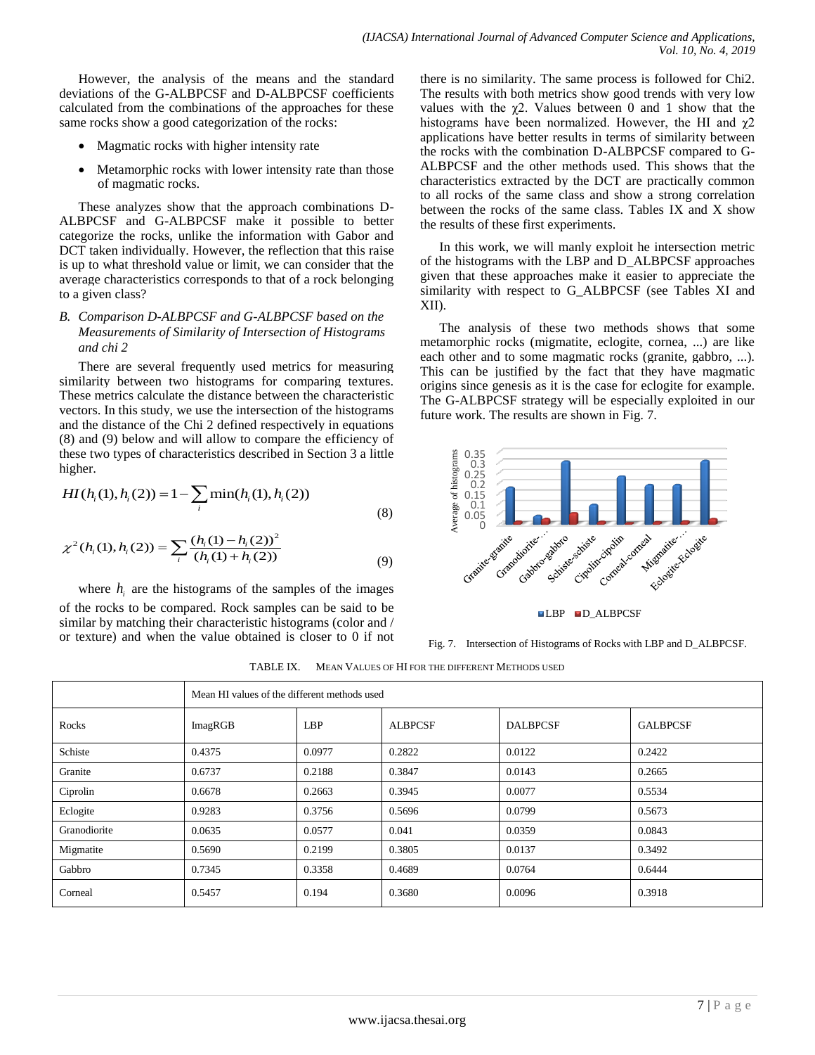However, the analysis of the means and the standard deviations of the G-ALBPCSF and D-ALBPCSF coefficients calculated from the combinations of the approaches for these same rocks show a good categorization of the rocks:

- Magmatic rocks with higher intensity rate
- Metamorphic rocks with lower intensity rate than those of magmatic rocks.

These analyzes show that the approach combinations D-ALBPCSF and G-ALBPCSF make it possible to better categorize the rocks, unlike the information with Gabor and DCT taken individually. However, the reflection that this raise is up to what threshold value or limit, we can consider that the average characteristics corresponds to that of a rock belonging to a given class?

### *B. Comparison D-ALBPCSF and G-ALBPCSF based on the Measurements of Similarity of Intersection of Histograms and chi 2*

There are several frequently used metrics for measuring similarity between two histograms for comparing textures. These metrics calculate the distance between the characteristic vectors. In this study, we use the intersection of the histograms and the distance of the Chi 2 defined respectively in equations (8) and (9) below and will allow to compare the efficiency of these two types of characteristics described in Section 3 a little higher.

$$HI(h_i(1), h_i(2)) = 1 - \sum_i \min(h_i(1), h_i(2)) \tag{8}$$

$$\chi^2(h_i(1), h_i(2)) = \sum_i \frac{(h_i(1) - h_i(2))^2}{(h_i(1) + h_i(2))} \tag{9}$$

where $h_i$ are the histograms of the samples of the images of the rocks to be compared. Rock samples can be said to be similar by matching their characteristic histograms (color and / or texture) and when the value obtained is closer to 0 if not there is no similarity. The same process is followed for Chi2. The results with both metrics show good trends with very low values with the $\chi 2$. Values between 0 and 1 show that the histograms have been normalized. However, the HI and $\chi 2$ applications have better results in terms of similarity between the rocks with the combination D-ALBPCSF compared to G-ALBPCSF and the other methods used. This shows that the characteristics extracted by the DCT are practically common to all rocks of the same class and show a strong correlation between the rocks of the same class. Tables IX and X show the results of these first experiments.

In this work, we will manly exploit he intersection metric of the histograms with the LBP and D_ALBPCSF approaches given that these approaches make it easier to appreciate the similarity with respect to G_ALBPCSF (see Tables XI and XII).

The analysis of these two methods shows that some metamorphic rocks (migmatite, eclogite, cornea, ...) are like each other and to some magmatic rocks (granite, gabbro, ...). This can be justified by the fact that they have magmatic origins since genesis as it is the case for eclogite for example. The G-ALBPCSF strategy will be especially exploited in our future work. The results are shown in Fig. 7.

Fig. 7. Intersection of Histograms of Rocks with LBP and D_ALBPCSF.

TABLE IX. MEAN VALUES OF HI FOR THE DIFFERENT METHODS USED

| | Mean HI values of the different methods used | | | | |
|---|---|---|---|---|---|
| Rocks | ImagRGB | LBP | ALBPCSF | DALBPCSF | GALBPCSF |
| Schiste | 0.4375 | 0.0977 | 0.2822 | 0.0122 | 0.2422 |
| Granite | 0.6737 | 0.2188 | 0.3847 | 0.0143 | 0.2665 |
| Ciprolin | 0.6678 | 0.2663 | 0.3945 | 0.0077 | 0.5534 |
| Eclogite | 0.9283 | 0.3756 | 0.5696 | 0.0799 | 0.5673 |
| Granodiorite | 0.0635 | 0.0577 | 0.041 | 0.0359 | 0.0843 |
| Migmatite | 0.5690 | 0.2199 | 0.3805 | 0.0137 | 0.3492 |
| Gabbro | 0.7345 | 0.3358 | 0.4689 | 0.0764 | 0.6444 |
| Corneal | 0.5457 | 0.194 | 0.3680 | 0.0096 | 0.3918 |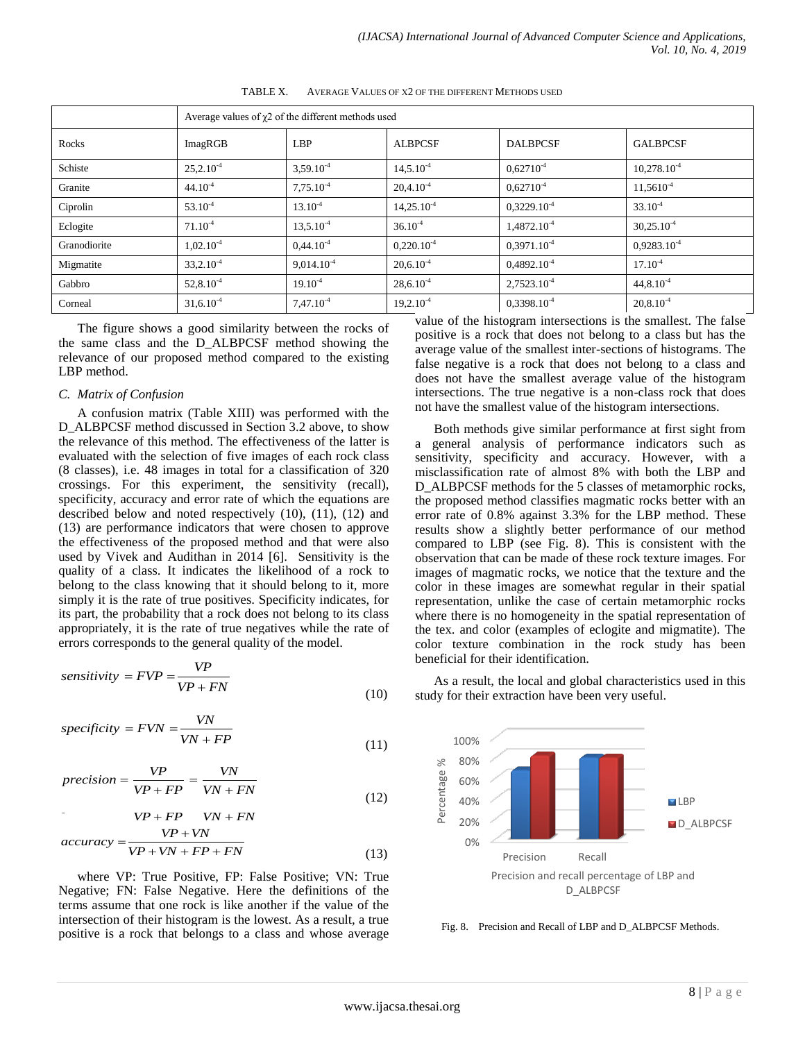TABLE X. AVERAGE VALUES OF X2 OF THE DIFFERENT METHODS USED

| | Average values of χ2 of the different methods used | | | | |
|---|---|---|---|---|---|
| Rocks | ImagRGB | LBP | ALBPCSF | DALBPCSF | GALBPCSF |
| Schiste | $25{,}2.10^{-4}$ | $3{,}59.10^{-4}$ | $14{,}5.10^{-4}$ | $0{,}62710^{-4}$ | $10{,}278.10^{-4}$ |
| Granite | $44.10^{-4}$ | $7{,}75.10^{-4}$ | $20{,}4.10^{-4}$ | $0{,}62710^{-4}$ | $11{,}5610^{-4}$ |
| Ciprolin | $53.10^{-4}$ | $13.10^{-4}$ | $14{,}25.10^{-4}$ | $0{,}3229.10^{-4}$ | $33.10^{-4}$ |
| Eclogite | $71.10^{-4}$ | $13{,}5.10^{-4}$ | $36.10^{-4}$ | $1{,}4872.10^{-4}$ | $30{,}25.10^{-4}$ |
| Granodiorite | $1{,}02.10^{-4}$ | $0{,}44.10^{-4}$ | $0{,}220.10^{-4}$ | $0{,}3971.10^{-4}$ | $0{,}9283.10^{-4}$ |
| Migmatite | $33{,}2.10^{-4}$ | $9{,}014.10^{-4}$ | $20{,}6.10^{-4}$ | $0{,}4892.10^{-4}$ | $17.10^{-4}$ |
| Gabbro | $52{,}8.10^{-4}$ | $19.10^{-4}$ | $28{,}6.10^{-4}$ | $2{,}7523.10^{-4}$ | $44{,}8.10^{-4}$ |
| Corneal | $31{,}6.10^{-4}$ | $7{,}47.10^{-4}$ | $19{,}2.10^{-4}$ | $0{,}3398.10^{-4}$ | $20{,}8.10^{-4}$ |

The figure shows a good similarity between the rocks of the same class and the D_ALBPCSF method showing the relevance of our proposed method compared to the existing LBP method.

### *C. Matrix of Confusion*

A confusion matrix (Table XIII) was performed with the D_ALBPCSF method discussed in Section 3.2 above, to show the relevance of this method. The effectiveness of the latter is evaluated with the selection of five images of each rock class (8 classes), i.e. 48 images in total for a classification of 320 crossings. For this experiment, the sensitivity (recall), specificity, accuracy and error rate of which the equations are described below and noted respectively (10), (11), (12) and (13) are performance indicators that were chosen to approve the effectiveness of the proposed method and that were also used by Vivek and Audithan in 2014 [6]. Sensitivity is the quality of a class. It indicates the likelihood of a rock to belong to the class knowing that it should belong to it, more simply it is the rate of true positives. Specificity indicates, for its part, the probability that a rock does not belong to its class appropriately, it is the rate of true negatives while the rate of errors corresponds to the general quality of the model.

$$sensitivity = FVP = \frac{VP}{VP+FN} \tag{10}$$

$$specificity = FVN = \frac{VN}{VN+FP} \tag{11}$$

$$precision = \frac{VP}{VP+FP} = \frac{VN}{VN+FN} \tag{12}$$

$$accuracy = \frac{VP+VN}{VP+VN+FP+FN} \tag{13}$$

where VP: True Positive, FP: False Positive; VN: True Negative; FN: False Negative. Here the definitions of the terms assume that one rock is like another if the value of the intersection of their histogram is the lowest. As a result, a true positive is a rock that belongs to a class and whose average value of the histogram intersections is the smallest. The false positive is a rock that does not belong to a class but has the average value of the smallest inter-sections of histograms. The false negative is a rock that does not belong to a class and does not have the smallest average value of the histogram intersections. The true negative is a non-class rock that does not have the smallest value of the histogram intersections.

Both methods give similar performance at first sight from a general analysis of performance indicators such as sensitivity, specificity and accuracy. However, with a misclassification rate of almost 8% with both the LBP and D_ALBPCSF methods for the 5 classes of metamorphic rocks, the proposed method classifies magmatic rocks better with an error rate of 0.8% against 3.3% for the LBP method. These results show a slightly better performance of our method compared to LBP (see Fig. 8). This is consistent with the observation that can be made of these rock texture images. For images of magmatic rocks, we notice that the texture and the color in these images are somewhat regular in their spatial representation, unlike the case of certain metamorphic rocks where there is no homogeneity in the spatial representation of the tex. and color (examples of eclogite and migmatite). The color texture combination in the rock study has been beneficial for their identification.

As a result, the local and global characteristics used in this study for their extraction have been very useful.

Fig. 8. Precision and Recall of LBP and D_ALBPCSF Methods.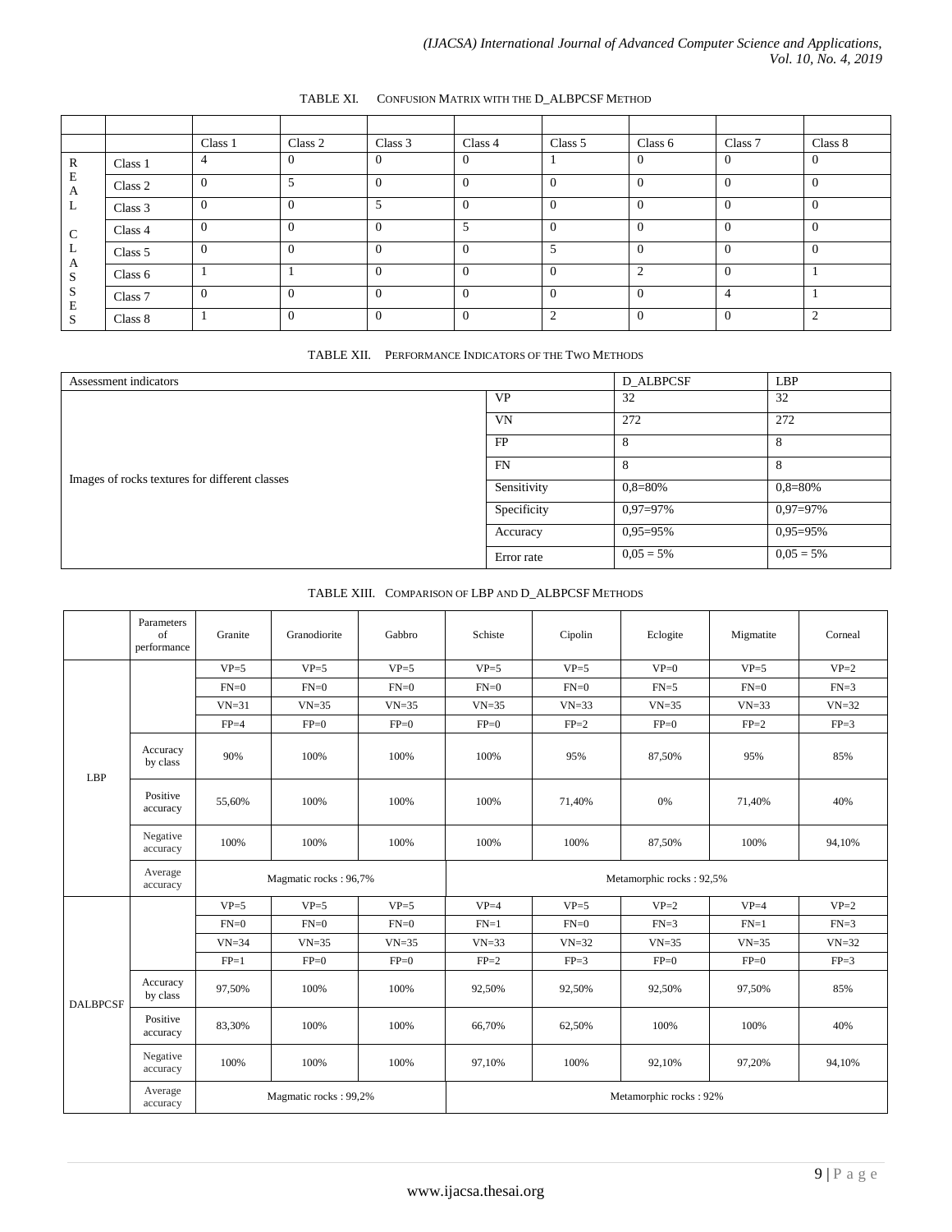TABLE XI. CONFUSION MATRIX WITH THE D_ALBPCSF METHOD

| | | Class 1 | Class 2 | Class 3 | Class 4 | Class 5 | Class 6 | Class 7 | Class 8 |
|---|---|---|---|---|---|---|---|---|---|
| REAL CLASSES | Class 1 | 4 | 0 | 0 | 0 | 1 | 0 | 0 | 0 |
| | Class 2 | 0 | 5 | 0 | 0 | 0 | 0 | 0 | 0 |
| | Class 3 | 0 | 0 | 5 | 0 | 0 | 0 | 0 | 0 |
| | Class 4 | 0 | 0 | 0 | 5 | 0 | 0 | 0 | 0 |
| | Class 5 | 0 | 0 | 0 | 0 | 5 | 0 | 0 | 0 |
| | Class 6 | 1 | 1 | 0 | 0 | 0 | 2 | 0 | 1 |
| | Class 7 | 0 | 0 | 0 | 0 | 0 | 0 | 4 | 1 |
| | Class 8 | 1 | 0 | 0 | 0 | 2 | 0 | 0 | 2 |

TABLE XII. PERFORMANCE INDICATORS OF THE TWO METHODS

| Assessment indicators | | D_ALBPCSF | LBP |
|---|---|---|---|
| Images of rocks textures for different classes | VP | 32 | 32 |
| | VN | 272 | 272 |
| | FP | 8 | 8 |
| | FN | 8 | 8 |
| | Sensitivity | 0,8=80% | 0,8=80% |
| | Specificity | 0,97=97% | 0,97=97% |
| | Accuracy | 0,95=95% | 0,95=95% |
| | Error rate | 0,05 = 5% | 0,05 = 5% |

TABLE XIII. COMPARISON OF LBP AND D_ALBPCSF METHODS

| | Parameters of performance | Granite | Granodiorite | Gabbro | Schiste | Cipolin | Eclogite | Migmatite | Corneal |
|---|---|---|---|---|---|---|---|---|---|
| LBP | | VP=5 | VP=5 | VP=5 | VP=5 | VP=5 | VP=0 | VP=5 | VP=2 |
| | | FN=0 | FN=0 | FN=0 | FN=0 | FN=0 | FN=5 | FN=0 | FN=3 |
| | | VN=31 | VN=35 | VN=35 | VN=35 | VN=33 | VN=35 | VN=33 | VN=32 |
| | | FP=4 | FP=0 | FP=0 | FP=0 | FP=2 | FP=0 | FP=2 | FP=3 |
| | Accuracy by class | 90% | 100% | 100% | 100% | 95% | 87,50% | 95% | 85% |
| | Positive accuracy | 55,60% | 100% | 100% | 100% | 71,40% | 0% | 71,40% | 40% |
| | Negative accuracy | 100% | 100% | 100% | 100% | 100% | 87,50% | 100% | 94,10% |
| | Average accuracy | Magmatic rocks : 96,7% | | | Metamorphic rocks : 92,5% | | | | |
| DALBPCSF | | VP=5 | VP=5 | VP=5 | VP=4 | VP=5 | VP=2 | VP=4 | VP=2 |
| | | FN=0 | FN=0 | FN=0 | FN=1 | FN=0 | FN=3 | FN=1 | FN=3 |
| | | VN=34 | VN=35 | VN=35 | VN=33 | VN=32 | VN=35 | VN=35 | VN=32 |
| | | FP=1 | FP=0 | FP=0 | FP=2 | FP=3 | FP=0 | FP=0 | FP=3 |
| | Accuracy by class | 97,50% | 100% | 100% | 92,50% | 92,50% | 92,50% | 97,50% | 85% |
| | Positive accuracy | 83,30% | 100% | 100% | 66,70% | 62,50% | 100% | 100% | 40% |
| | Negative accuracy | 100% | 100% | 100% | 97,10% | 100% | 92,10% | 97,20% | 94,10% |
| | Average accuracy | Magmatic rocks : 99,2% | | | Metamorphic rocks : 92% | | | | |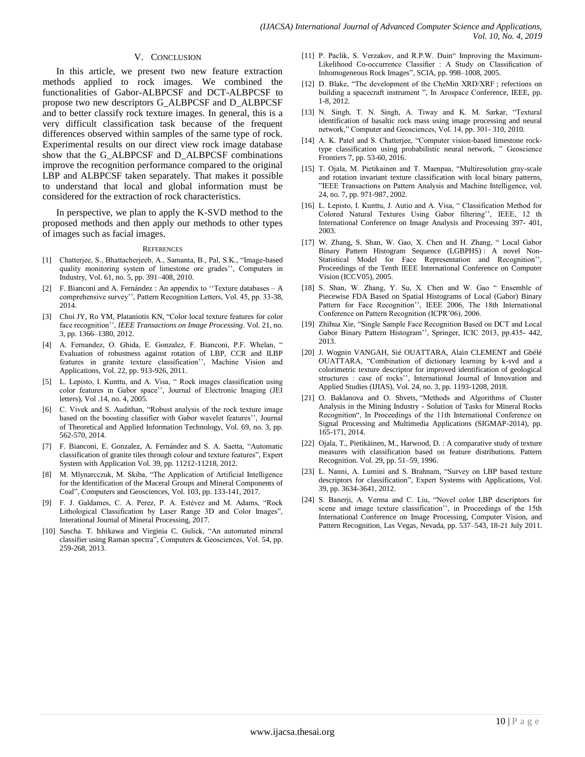## V. Conclusion

In this article, we present two new feature extraction methods applied to rock images. We combined the functionalities of Gabor-ALBPCSF and DCT-ALBPCSF to propose two new descriptors G_ALBPCSF and D_ALBPCSF and to better classify rock texture images. In general, this is a very difficult classification task because of the frequent differences observed within samples of the same type of rock. Experimental results on our direct view rock image database show that the G_ALBPCSF and D_ALBPCSF combinations improve the recognition performance compared to the original LBP and ALBPCSF taken separately. That makes it possible to understand that local and global information must be considered for the extraction of rock characteristics.

In perspective, we plan to apply the K-SVD method to the proposed methods and then apply our methods to other types of images such as facial images.

## References

[1] Chatterjee, S., Bhattacherjeeb, A., Samanta, B., Pal, S.K., "Image-based quality monitoring system of limestone ore grades'', Computers in Industry, Vol. 61, no. 5, pp. 391–408, 2010.

[2] F. Bianconi and A. Fernández : An appendix to ''Texture databases – A comprehensive survey'', Pattern Recognition Letters, Vol. 45, pp. 33-38, 2014.

[3] Choi JY, Ro YM, Plataniotis KN, "Color local texture features for color face recognition'', *IEEE Transactions on Image Processing*. Vol. 21, no. 3, pp. 1366–1380, 2012.

[4] A. Fernandez, O. Ghida, E. Gonzalez, F. Bianconi, P.F. Whelan, " Evaluation of robustness against rotation of LBP, CCR and ILBP features in granite texture classification'', Machine Vision and Applications, Vol. 22, pp. 913-926, 2011.

[5] L. Lepisto, I. Kunttu, and A. Visa, " Rock images classification using color features in Gabor space'', Journal of Electronic Imaging (JEI letters), Vol .14, no. 4, 2005.

[6] C. Vivek and S. Audithan, "Robust analysis of the rock texture image based on the boosting classifier with Gabor wavelet features'', Journal of Theoretical and Applied Information Technology, Vol. 69, no. 3, pp. 562-570, 2014.

[7] F. Bianconi, E. Gonzalez, A. Fernández and S. A. Saetta, "Automatic classification of granite tiles through colour and texture features", Expert System with Application Vol. 39, pp. 11212-11218, 2012.

[8] M. Mlynarcczuk, M. Skiba, "The Application of Artificial Intelligence for the Identification of the Maceral Groups and Mineral Components of Coal", Computers and Geosciences, Vol. 103, pp. 133-141, 2017.

[9] F. J. Galdames, C. A. Perez, P. A. Estévez and M. Adams, "Rock Lithological Classification by Laser Range 3D and Color Images", Interational Journal of Mineral Processing, 2017.

[10] Sascha. T. Ishikawa and Virginia C. Gulick, "An automated mineral classifier using Raman spectra", Computers & Geosciences, Vol. 54, pp. 259-268, 2013.

[11] P. Paclik, S. Verzakov, and R.P.W. Duin" Improving the Maximum-Likelihood Co-occurrence Classifier : A Study on Classification of Inhomogeneous Rock Images", SCIA, pp. 998–1008, 2005.

[12] D. Blake, "The development of the CheMin XRD/XRF ; refections on building a spacecraft instrument ", In Arospace Conference, IEEE, pp. 1-8, 2012.

[13] N. Singh, T. N. Singh, A. Tiway and K. M. Sarkar, "Textural identification of basaltic rock mass using image processing and neural network," Computer and Geosciences, Vol. 14, pp. 301- 310, 2010.

[14] A. K. Patel and S. Chatterjee, "Computer vision-based limestone rock-type classification using probabilistic neural network, " Geoscience Frontiers 7, pp. 53-60, 2016.

[15] T. Ojala, M. Pietikainen and T. Maenpaa, "Multiresolution gray-scale and rotation invariant texture classification with local binary patterns, "IEEE Transactions on Pattern Analysis and Machine Intelligence, vol. 24, no. 7, pp. 971-987, 2002.

[16] L. Lepisto, I. Kunttu, J. Autio and A. Visa, " Classification Method for Colored Natural Textures Using Gabor filtering'', IEEE, 12 th International Conference on Image Analysis and Processing 397- 401, 2003.

[17] W. Zhang, S. Shan, W. Gao, X. Chen and H. Zhang, " Local Gabor Binary Pattern Histogram Sequence (LGBPHS) : A novel Non-Statistical Model for Face Representation and Recognition'', Proceedings of the Tenth IEEE International Conference on Computer Vision (ICCV05), 2005.

[18] S. Shan, W. Zhang, Y. Su, X. Chen and W. Gao " Ensemble of Piecewise FDA Based on Spatial Histograms of Local (Gabor) Binary Pattern for Face Recognition'', IEEE 2006, The 18th International Conference on Pattern Recognition (ICPR'06), 2006.

[19] Zhihua Xie, "Single Sample Face Recognition Based on DCT and Local Gabor Binary Pattern Histogram'', Springer, ICIC 2013, pp.435- 442, 2013.

[20] J. Wognin VANGAH, Sié OUATTARA, Alain CLEMENT and Gbélé OUATTARA, "Combination of dictionary learning by k-svd and a colorimetric texture descriptor for improved identification of geological structures : case of rocks'', International Journal of Innovation and Applied Studies (IJIAS), Vol. 24, no. 3, pp. 1193-1208, 2018.

[21] O. Baklanova and O. Shvets, "Methods and Algorithms of Cluster Analysis in the Mining Industry - Solution of Tasks for Mineral Rocks Recognition", In Proceedings of the 11th International Conference on Signal Processing and Multimedia Applications (SIGMAP-2014), pp. 165-171, 2014.

[22] Ojala, T., Pietikäinen, M., Harwood, D. : A comparative study of texture measures with classification based on feature distributions. Pattern Recognition. Vol. 29, pp. 51–59, 1996.

[23] L. Nanni, A. Lumini and S. Brahnam, "Survey on LBP based texture descriptors for classification", Expert Systems with Applications, Vol. 39, pp. 3634-3641, 2012.

[24] S. Banerji, A. Verma and C. Liu, "Novel color LBP descriptors for scene and image texture classification'', in Proceedings of the 15th International Conference on Image Processing, Computer Vision, and Pattern Recognition, Las Vegas, Nevada, pp. 537–543, 18-21 July 2011.